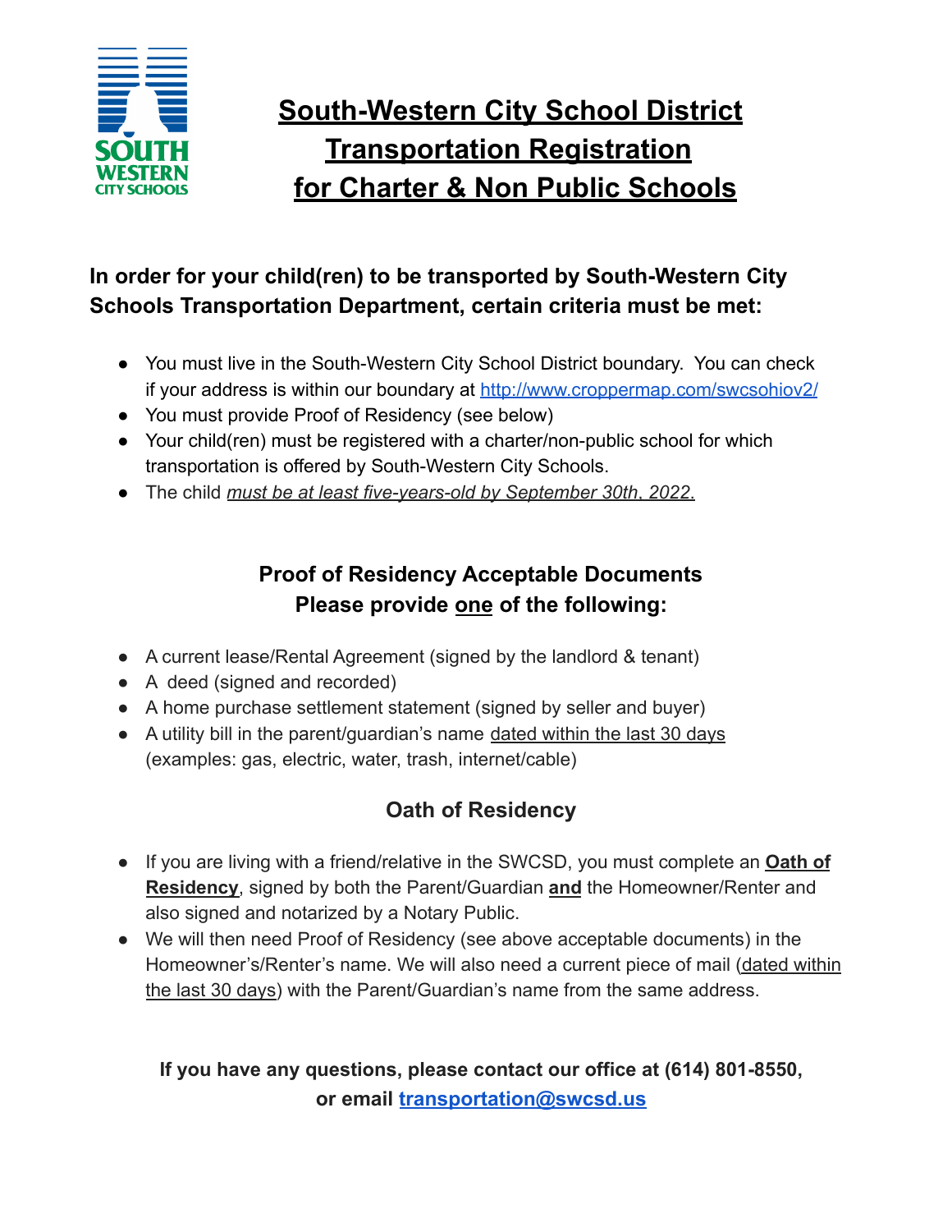# South-Western City School District Transportation Registration for Charter & Non Public Schools

### In order for your child(ren) to be transported by South-Western City Schools Transportation Department, certain criteria must be met:

- You must live in the South-Western City School District boundary. You can check if your address is within our boundary at [http://www.croppermap.com/swcsohiov2/](http://www.croppermap.com/swcsohiov2/)
- You must provide Proof of Residency (see below)
- Your child(ren) must be registered with a charter/non-public school for which transportation is offered by South-Western City Schools.
- The child *must be at least five-years-old by September 30th, 2022*.

## Proof of Residency Acceptable Documents
## Please provide one of the following:

- A current lease/Rental Agreement (signed by the landlord & tenant)
- A deed (signed and recorded)
- A home purchase settlement statement (signed by seller and buyer)
- A utility bill in the parent/guardian's name dated within the last 30 days (examples: gas, electric, water, trash, internet/cable)

## Oath of Residency

- If you are living with a friend/relative in the SWCSD, you must complete an **Oath of Residency**, signed by both the Parent/Guardian **and** the Homeowner/Renter and also signed and notarized by a Notary Public.
- We will then need Proof of Residency (see above acceptable documents) in the Homeowner's/Renter's name. We will also need a current piece of mail (dated within the last 30 days) with the Parent/Guardian's name from the same address.

**If you have any questions, please contact our office at (614) 801-8550, or email [transportation@swcsd.us](mailto:transportation@swcsd.us)**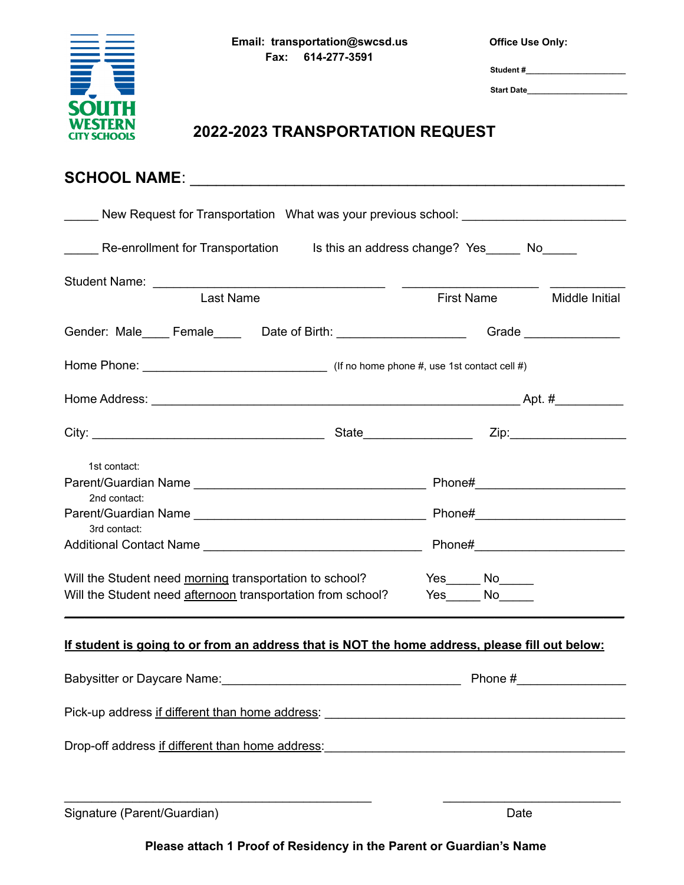SOUTH WESTERN CITY SCHOOLS

**Email: transportation@swcsd.us**
**Fax: 614-277-3591**

**Office Use Only:**

**Student #**____________________

**Start Date**____________________

# 2022-2023 TRANSPORTATION REQUEST

## SCHOOL NAME: ____________________________________________

_____ New Request for Transportation  What was your previous school: ______________________

_____ Re-enrollment for Transportation  Is this an address change? Yes_____ No_____

Student Name: ______________________________ ____________________ __________
Last Name  First Name  Middle Initial

Gender: Male____ Female____  Date of Birth: __________________  Grade ______________

Home Phone: __________________________ (If no home phone #, use 1st contact cell #)

Home Address: ____________________________________________________ Apt. #__________

City: ________________________________ State________________ Zip:________________

1st contact:
Parent/Guardian Name ________________________________ Phone#____________________

2nd contact:
Parent/Guardian Name ________________________________ Phone#____________________

3rd contact:
Additional Contact Name ______________________________ Phone#____________________

Will the Student need morning transportation to school?  Yes_____ No_____

Will the Student need afternoon transportation from school?  Yes_____ No_____

---

**If student is going to or from an address that is NOT the home address, please fill out below:**

Babysitter or Daycare Name:________________________________ Phone #________________

Pick-up address if different than home address: ____________________________________________

Drop-off address if different than home address:____________________________________________

____________________________________________  ____________________________
Signature (Parent/Guardian)  Date

**Please attach 1 Proof of Residency in the Parent or Guardian's Name**